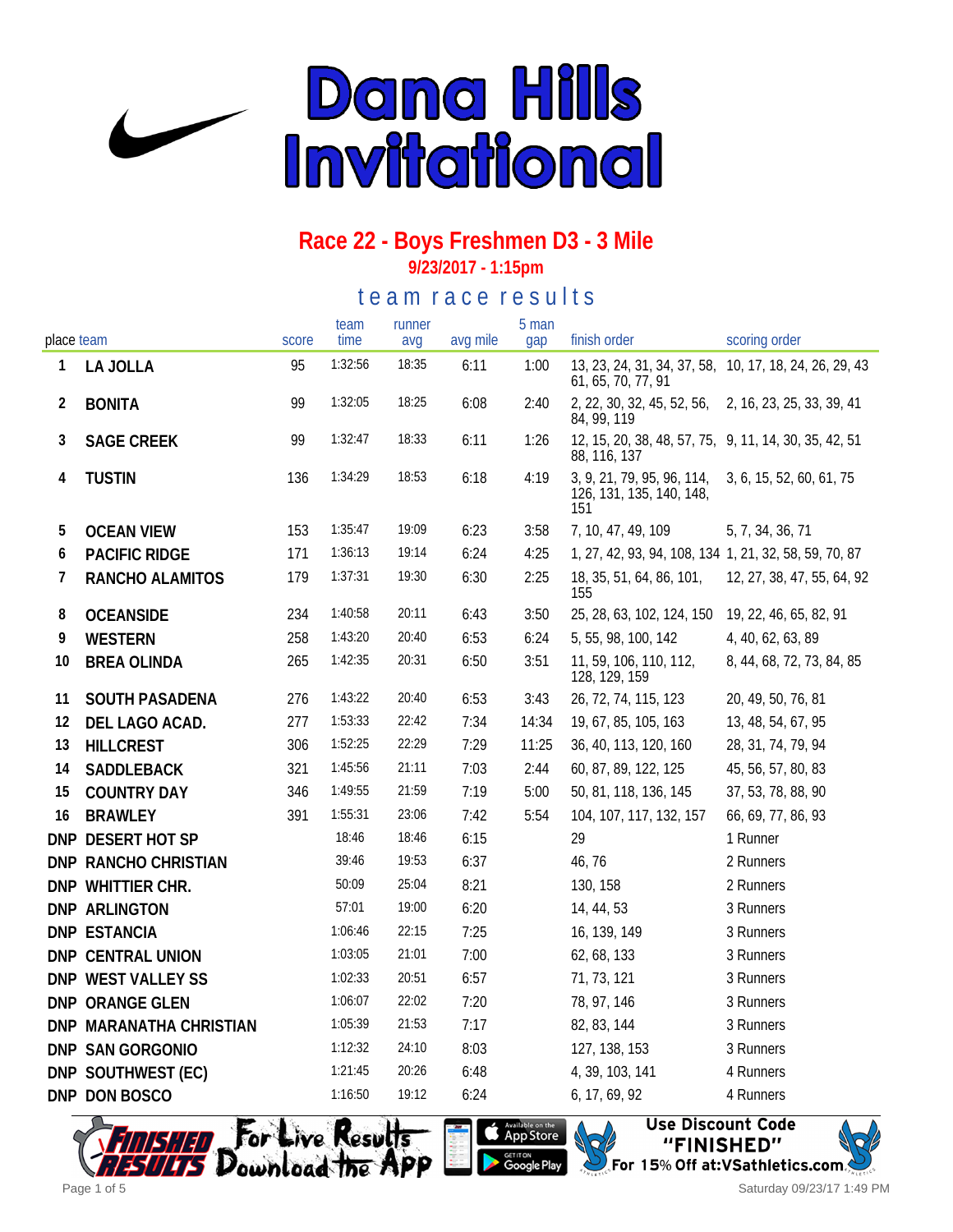# Dana Hills Invitational

## Race 22 - Boys Freshmen D3 - 3 Mile

**9/23/2017 - 1:15pm**

### team race results

| place | team | score | team time | runner avg | avg mile | 5 man gap | finish order | scoring order |
|---|---|---|---|---|---|---|---|---|
| 1 | LA JOLLA | 95 | 1:32:56 | 18:35 | 6:11 | 1:00 | 13, 23, 24, 31, 34, 37, 58, 61, 65, 70, 77, 91 | 10, 17, 18, 24, 26, 29, 43 |
| 2 | BONITA | 99 | 1:32:05 | 18:25 | 6:08 | 2:40 | 2, 22, 30, 32, 45, 52, 56, 84, 99, 119 | 2, 16, 23, 25, 33, 39, 41 |
| 3 | SAGE CREEK | 99 | 1:32:47 | 18:33 | 6:11 | 1:26 | 12, 15, 20, 38, 48, 57, 75, 88, 116, 137 | 9, 11, 14, 30, 35, 42, 51 |
| 4 | TUSTIN | 136 | 1:34:29 | 18:53 | 6:18 | 4:19 | 3, 9, 21, 79, 95, 96, 114, 126, 131, 135, 140, 148, 151 | 3, 6, 15, 52, 60, 61, 75 |
| 5 | OCEAN VIEW | 153 | 1:35:47 | 19:09 | 6:23 | 3:58 | 7, 10, 47, 49, 109 | 5, 7, 34, 36, 71 |
| 6 | PACIFIC RIDGE | 171 | 1:36:13 | 19:14 | 6:24 | 4:25 | 1, 27, 42, 93, 94, 108, 134 | 1, 21, 32, 58, 59, 70, 87 |
| 7 | RANCHO ALAMITOS | 179 | 1:37:31 | 19:30 | 6:30 | 2:25 | 18, 35, 51, 64, 86, 101, 155 | 12, 27, 38, 47, 55, 64, 92 |
| 8 | OCEANSIDE | 234 | 1:40:58 | 20:11 | 6:43 | 3:50 | 25, 28, 63, 102, 124, 150 | 19, 22, 46, 65, 82, 91 |
| 9 | WESTERN | 258 | 1:43:20 | 20:40 | 6:53 | 6:24 | 5, 55, 98, 100, 142 | 4, 40, 62, 63, 89 |
| 10 | BREA OLINDA | 265 | 1:42:35 | 20:31 | 6:50 | 3:51 | 11, 59, 106, 110, 112, 128, 129, 159 | 8, 44, 68, 72, 73, 84, 85 |
| 11 | SOUTH PASADENA | 276 | 1:43:22 | 20:40 | 6:53 | 3:43 | 26, 72, 74, 115, 123 | 20, 49, 50, 76, 81 |
| 12 | DEL LAGO ACAD. | 277 | 1:53:33 | 22:42 | 7:34 | 14:34 | 19, 67, 85, 105, 163 | 13, 48, 54, 67, 95 |
| 13 | HILLCREST | 306 | 1:52:25 | 22:29 | 7:29 | 11:25 | 36, 40, 113, 120, 160 | 28, 31, 74, 79, 94 |
| 14 | SADDLEBACK | 321 | 1:45:56 | 21:11 | 7:03 | 2:44 | 60, 87, 89, 122, 125 | 45, 56, 57, 80, 83 |
| 15 | COUNTRY DAY | 346 | 1:49:55 | 21:59 | 7:19 | 5:00 | 50, 81, 118, 136, 145 | 37, 53, 78, 88, 90 |
| 16 | BRAWLEY | 391 | 1:55:31 | 23:06 | 7:42 | 5:54 | 104, 107, 117, 132, 157 | 66, 69, 77, 86, 93 |
| DNP | DESERT HOT SP | | 18:46 | 18:46 | 6:15 | | 29 | 1 Runner |
| DNP | RANCHO CHRISTIAN | | 39:46 | 19:53 | 6:37 | | 46, 76 | 2 Runners |
| DNP | WHITTIER CHR. | | 50:09 | 25:04 | 8:21 | | 130, 158 | 2 Runners |
| DNP | ARLINGTON | | 57:01 | 19:00 | 6:20 | | 14, 44, 53 | 3 Runners |
| DNP | ESTANCIA | | 1:06:46 | 22:15 | 7:25 | | 16, 139, 149 | 3 Runners |
| DNP | CENTRAL UNION | | 1:03:05 | 21:01 | 7:00 | | 62, 68, 133 | 3 Runners |
| DNP | WEST VALLEY SS | | 1:02:33 | 20:51 | 6:57 | | 71, 73, 121 | 3 Runners |
| DNP | ORANGE GLEN | | 1:06:07 | 22:02 | 7:20 | | 78, 97, 146 | 3 Runners |
| DNP | MARANATHA CHRISTIAN | | 1:05:39 | 21:53 | 7:17 | | 82, 83, 144 | 3 Runners |
| DNP | SAN GORGONIO | | 1:12:32 | 24:10 | 8:03 | | 127, 138, 153 | 3 Runners |
| DNP | SOUTHWEST (EC) | | 1:21:45 | 20:26 | 6:48 | | 4, 39, 103, 141 | 4 Runners |
| DNP | DON BOSCO | | 1:16:50 | 19:12 | 6:24 | | 6, 17, 69, 92 | 4 Runners |

Finished Results — For Live Results Download the App — Available on the App Store — Get it on Google Play

Use Discount Code "FINISHED" For 15% Off at:VSathletics.com

Saturday 09/23/17 1:49 PM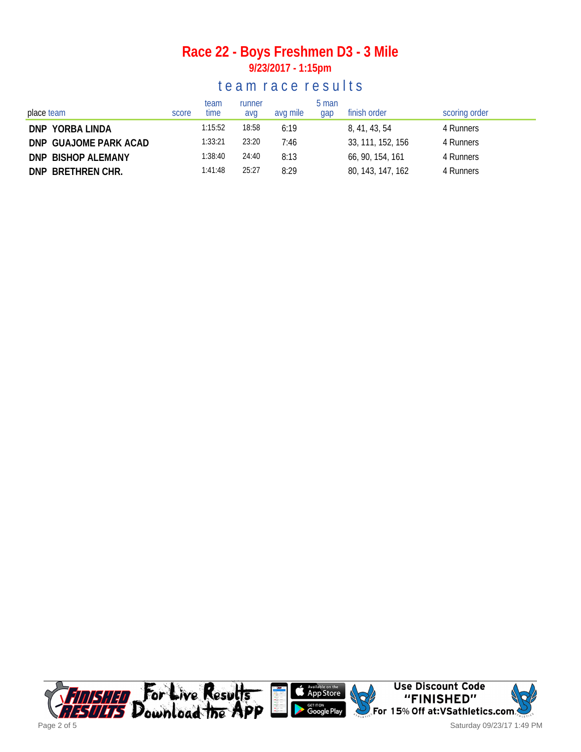# Race 22 - Boys Freshmen D3 - 3 Mile

**9/23/2017 - 1:15pm**

## team race results

| place | team | score | team time | runner avg | avg mile | 5 man gap | finish order | scoring order |
|---|---|---|---|---|---|---|---|---|
| DNP | YORBA LINDA | | 1:15:52 | 18:58 | 6:19 | | 8, 41, 43, 54 | 4 Runners |
| DNP | GUAJOME PARK ACAD | | 1:33:21 | 23:20 | 7:46 | | 33, 111, 152, 156 | 4 Runners |
| DNP | BISHOP ALEMANY | | 1:38:40 | 24:40 | 8:13 | | 66, 90, 154, 161 | 4 Runners |
| DNP | BRETHREN CHR. | | 1:41:48 | 25:27 | 8:29 | | 80, 143, 147, 162 | 4 Runners |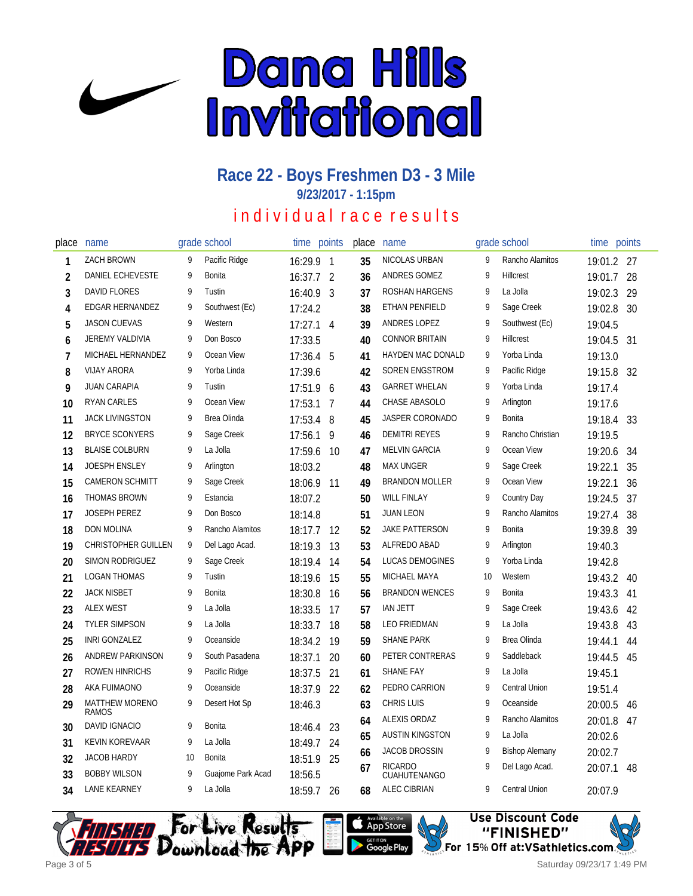# Dana Hills Invitational

## Race 22 - Boys Freshmen D3 - 3 Mile

### 9/23/2017 - 1:15pm

### individual race results

| place | name | grade | school | time | points |
|---|---|---|---|---|---|
| 1 | ZACH BROWN | 9 | Pacific Ridge | 16:29.9 | 1 |
| 2 | DANIEL ECHEVESTE | 9 | Bonita | 16:37.7 | 2 |
| 3 | DAVID FLORES | 9 | Tustin | 16:40.9 | 3 |
| 4 | EDGAR HERNANDEZ | 9 | Southwest (Ec) | 17:24.2 | |
| 5 | JASON CUEVAS | 9 | Western | 17:27.1 | 4 |
| 6 | JEREMY VALDIVIA | 9 | Don Bosco | 17:33.5 | |
| 7 | MICHAEL HERNANDEZ | 9 | Ocean View | 17:36.4 | 5 |
| 8 | VIJAY ARORA | 9 | Yorba Linda | 17:39.6 | |
| 9 | JUAN CARAPIA | 9 | Tustin | 17:51.9 | 6 |
| 10 | RYAN CARLES | 9 | Ocean View | 17:53.1 | 7 |
| 11 | JACK LIVINGSTON | 9 | Brea Olinda | 17:53.4 | 8 |
| 12 | BRYCE SCONYERS | 9 | Sage Creek | 17:56.1 | 9 |
| 13 | BLAISE COLBURN | 9 | La Jolla | 17:59.6 | 10 |
| 14 | JOESPH ENSLEY | 9 | Arlington | 18:03.2 | |
| 15 | CAMERON SCHMITT | 9 | Sage Creek | 18:06.9 | 11 |
| 16 | THOMAS BROWN | 9 | Estancia | 18:07.2 | |
| 17 | JOSEPH PEREZ | 9 | Don Bosco | 18:14.8 | |
| 18 | DON MOLINA | 9 | Rancho Alamitos | 18:17.7 | 12 |
| 19 | CHRISTOPHER GUILLEN | 9 | Del Lago Acad. | 18:19.3 | 13 |
| 20 | SIMON RODRIGUEZ | 9 | Sage Creek | 18:19.4 | 14 |
| 21 | LOGAN THOMAS | 9 | Tustin | 18:19.6 | 15 |
| 22 | JACK NISBET | 9 | Bonita | 18:30.8 | 16 |
| 23 | ALEX WEST | 9 | La Jolla | 18:33.5 | 17 |
| 24 | TYLER SIMPSON | 9 | La Jolla | 18:33.7 | 18 |
| 25 | INRI GONZALEZ | 9 | Oceanside | 18:34.2 | 19 |
| 26 | ANDREW PARKINSON | 9 | South Pasadena | 18:37.1 | 20 |
| 27 | ROWEN HINRICHS | 9 | Pacific Ridge | 18:37.5 | 21 |
| 28 | AKA FUIMAONO | 9 | Oceanside | 18:37.9 | 22 |
| 29 | MATTHEW MORENO RAMOS | 9 | Desert Hot Sp | 18:46.3 | |
| 30 | DAVID IGNACIO | 9 | Bonita | 18:46.4 | 23 |
| 31 | KEVIN KOREVAAR | 9 | La Jolla | 18:49.7 | 24 |
| 32 | JACOB HARDY | 10 | Bonita | 18:51.9 | 25 |
| 33 | BOBBY WILSON | 9 | Guajome Park Acad | 18:56.5 | |
| 34 | LANE KEARNEY | 9 | La Jolla | 18:59.7 | 26 |
| 35 | NICOLAS URBAN | 9 | Rancho Alamitos | 19:01.2 | 27 |
| 36 | ANDRES GOMEZ | 9 | Hillcrest | 19:01.7 | 28 |
| 37 | ROSHAN HARGENS | 9 | La Jolla | 19:02.3 | 29 |
| 38 | ETHAN PENFIELD | 9 | Sage Creek | 19:02.8 | 30 |
| 39 | ANDRES LOPEZ | 9 | Southwest (Ec) | 19:04.5 | |
| 40 | CONNOR BRITAIN | 9 | Hillcrest | 19:04.5 | 31 |
| 41 | HAYDEN MAC DONALD | 9 | Yorba Linda | 19:13.0 | |
| 42 | SOREN ENGSTROM | 9 | Pacific Ridge | 19:15.8 | 32 |
| 43 | GARRET WHELAN | 9 | Yorba Linda | 19:17.4 | |
| 44 | CHASE ABASOLO | 9 | Arlington | 19:17.6 | |
| 45 | JASPER CORONADO | 9 | Bonita | 19:18.4 | 33 |
| 46 | DEMITRI REYES | 9 | Rancho Christian | 19:19.5 | |
| 47 | MELVIN GARCIA | 9 | Ocean View | 19:20.6 | 34 |
| 48 | MAX UNGER | 9 | Sage Creek | 19:22.1 | 35 |
| 49 | BRANDON MOLLER | 9 | Ocean View | 19:22.1 | 36 |
| 50 | WILL FINLAY | 9 | Country Day | 19:24.5 | 37 |
| 51 | JUAN LEON | 9 | Rancho Alamitos | 19:27.4 | 38 |
| 52 | JAKE PATTERSON | 9 | Bonita | 19:39.8 | 39 |
| 53 | ALFREDO ABAD | 9 | Arlington | 19:40.3 | |
| 54 | LUCAS DEMOGINES | 9 | Yorba Linda | 19:42.8 | |
| 55 | MICHAEL MAYA | 10 | Western | 19:43.2 | 40 |
| 56 | BRANDON WENCES | 9 | Bonita | 19:43.3 | 41 |
| 57 | IAN JETT | 9 | Sage Creek | 19:43.6 | 42 |
| 58 | LEO FRIEDMAN | 9 | La Jolla | 19:43.8 | 43 |
| 59 | SHANE PARK | 9 | Brea Olinda | 19:44.1 | 44 |
| 60 | PETER CONTRERAS | 9 | Saddleback | 19:44.5 | 45 |
| 61 | SHANE FAY | 9 | La Jolla | 19:45.1 | |
| 62 | PEDRO CARRION | 9 | Central Union | 19:51.4 | |
| 63 | CHRIS LUIS | 9 | Oceanside | 20:00.5 | 46 |
| 64 | ALEXIS ORDAZ | 9 | Rancho Alamitos | 20:01.8 | 47 |
| 65 | AUSTIN KINGSTON | 9 | La Jolla | 20:02.6 | |
| 66 | JACOB DROSSIN | 9 | Bishop Alemany | 20:02.7 | |
| 67 | RICARDO CUAHUTENANGO | 9 | Del Lago Acad. | 20:07.1 | 48 |
| 68 | ALEC CIBRIAN | 9 | Central Union | 20:07.9 | |

FINISHED RESULTS For Live Results Download the App — Available on the App Store — Get it on Google Play

Use Discount Code "FINISHED" For 15% Off at:VSathletics.com

Saturday 09/23/17 1:49 PM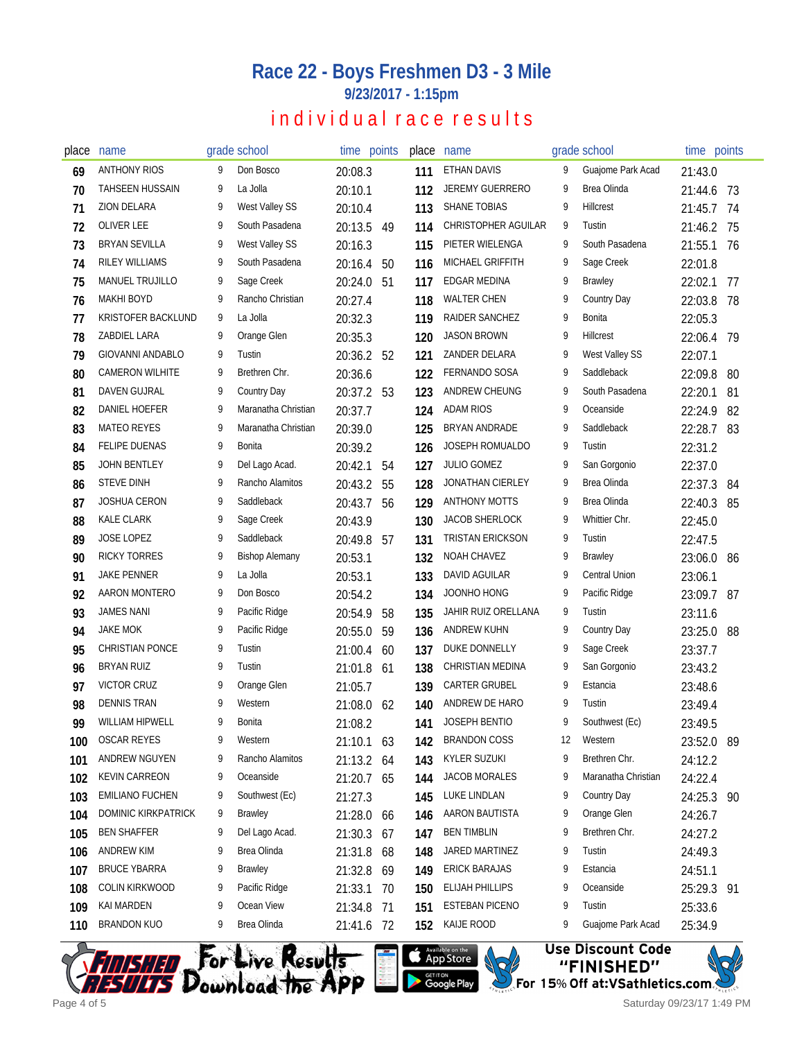# Race 22 - Boys Freshmen D3 - 3 Mile

## 9/23/2017 - 1:15pm

## individual race results

| place | name | grade | school | time | points |
|---|---|---|---|---|---|
| 69 | ANTHONY RIOS | 9 | Don Bosco | 20:08.3 | |
| 70 | TAHSEEN HUSSAIN | 9 | La Jolla | 20:10.1 | |
| 71 | ZION DELARA | 9 | West Valley SS | 20:10.4 | |
| 72 | OLIVER LEE | 9 | South Pasadena | 20:13.5 | 49 |
| 73 | BRYAN SEVILLA | 9 | West Valley SS | 20:16.3 | |
| 74 | RILEY WILLIAMS | 9 | South Pasadena | 20:16.4 | 50 |
| 75 | MANUEL TRUJILLO | 9 | Sage Creek | 20:24.0 | 51 |
| 76 | MAKHI BOYD | 9 | Rancho Christian | 20:27.4 | |
| 77 | KRISTOFER BACKLUND | 9 | La Jolla | 20:32.3 | |
| 78 | ZABDIEL LARA | 9 | Orange Glen | 20:35.3 | |
| 79 | GIOVANNI ANDABLO | 9 | Tustin | 20:36.2 | 52 |
| 80 | CAMERON WILHITE | 9 | Brethren Chr. | 20:36.6 | |
| 81 | DAVEN GUJRAL | 9 | Country Day | 20:37.2 | 53 |
| 82 | DANIEL HOEFER | 9 | Maranatha Christian | 20:37.7 | |
| 83 | MATEO REYES | 9 | Maranatha Christian | 20:39.0 | |
| 84 | FELIPE DUENAS | 9 | Bonita | 20:39.2 | |
| 85 | JOHN BENTLEY | 9 | Del Lago Acad. | 20:42.1 | 54 |
| 86 | STEVE DINH | 9 | Rancho Alamitos | 20:43.2 | 55 |
| 87 | JOSHUA CERON | 9 | Saddleback | 20:43.7 | 56 |
| 88 | KALE CLARK | 9 | Sage Creek | 20:43.9 | |
| 89 | JOSE LOPEZ | 9 | Saddleback | 20:49.8 | 57 |
| 90 | RICKY TORRES | 9 | Bishop Alemany | 20:53.1 | |
| 91 | JAKE PENNER | 9 | La Jolla | 20:53.1 | |
| 92 | AARON MONTERO | 9 | Don Bosco | 20:54.2 | |
| 93 | JAMES NANI | 9 | Pacific Ridge | 20:54.9 | 58 |
| 94 | JAKE MOK | 9 | Pacific Ridge | 20:55.0 | 59 |
| 95 | CHRISTIAN PONCE | 9 | Tustin | 21:00.4 | 60 |
| 96 | BRYAN RUIZ | 9 | Tustin | 21:01.8 | 61 |
| 97 | VICTOR CRUZ | 9 | Orange Glen | 21:05.7 | |
| 98 | DENNIS TRAN | 9 | Western | 21:08.0 | 62 |
| 99 | WILLIAM HIPWELL | 9 | Bonita | 21:08.2 | |
| 100 | OSCAR REYES | 9 | Western | 21:10.1 | 63 |
| 101 | ANDREW NGUYEN | 9 | Rancho Alamitos | 21:13.2 | 64 |
| 102 | KEVIN CARREON | 9 | Oceanside | 21:20.7 | 65 |
| 103 | EMILIANO FUCHEN | 9 | Southwest (Ec) | 21:27.3 | |
| 104 | DOMINIC KIRKPATRICK | 9 | Brawley | 21:28.0 | 66 |
| 105 | BEN SHAFFER | 9 | Del Lago Acad. | 21:30.3 | 67 |
| 106 | ANDREW KIM | 9 | Brea Olinda | 21:31.8 | 68 |
| 107 | BRUCE YBARRA | 9 | Brawley | 21:32.8 | 69 |
| 108 | COLIN KIRKWOOD | 9 | Pacific Ridge | 21:33.1 | 70 |
| 109 | KAI MARDEN | 9 | Ocean View | 21:34.8 | 71 |
| 110 | BRANDON KUO | 9 | Brea Olinda | 21:41.6 | 72 |
| 111 | ETHAN DAVIS | 9 | Guajome Park Acad | 21:43.0 | |
| 112 | JEREMY GUERRERO | 9 | Brea Olinda | 21:44.6 | 73 |
| 113 | SHANE TOBIAS | 9 | Hillcrest | 21:45.7 | 74 |
| 114 | CHRISTOPHER AGUILAR | 9 | Tustin | 21:46.2 | 75 |
| 115 | PIETER WIELENGA | 9 | South Pasadena | 21:55.1 | 76 |
| 116 | MICHAEL GRIFFITH | 9 | Sage Creek | 22:01.8 | |
| 117 | EDGAR MEDINA | 9 | Brawley | 22:02.1 | 77 |
| 118 | WALTER CHEN | 9 | Country Day | 22:03.8 | 78 |
| 119 | RAIDER SANCHEZ | 9 | Bonita | 22:05.3 | |
| 120 | JASON BROWN | 9 | Hillcrest | 22:06.4 | 79 |
| 121 | ZANDER DELARA | 9 | West Valley SS | 22:07.1 | |
| 122 | FERNANDO SOSA | 9 | Saddleback | 22:09.8 | 80 |
| 123 | ANDREW CHEUNG | 9 | South Pasadena | 22:20.1 | 81 |
| 124 | ADAM RIOS | 9 | Oceanside | 22:24.9 | 82 |
| 125 | BRYAN ANDRADE | 9 | Saddleback | 22:28.7 | 83 |
| 126 | JOSEPH ROMUALDO | 9 | Tustin | 22:31.2 | |
| 127 | JULIO GOMEZ | 9 | San Gorgonio | 22:37.0 | |
| 128 | JONATHAN CIERLEY | 9 | Brea Olinda | 22:37.3 | 84 |
| 129 | ANTHONY MOTTS | 9 | Brea Olinda | 22:40.3 | 85 |
| 130 | JACOB SHERLOCK | 9 | Whittier Chr. | 22:45.0 | |
| 131 | TRISTAN ERICKSON | 9 | Tustin | 22:47.5 | |
| 132 | NOAH CHAVEZ | 9 | Brawley | 23:06.0 | 86 |
| 133 | DAVID AGUILAR | 9 | Central Union | 23:06.1 | |
| 134 | JOONHO HONG | 9 | Pacific Ridge | 23:09.7 | 87 |
| 135 | JAHIR RUIZ ORELLANA | 9 | Tustin | 23:11.6 | |
| 136 | ANDREW KUHN | 9 | Country Day | 23:25.0 | 88 |
| 137 | DUKE DONNELLY | 9 | Sage Creek | 23:37.7 | |
| 138 | CHRISTIAN MEDINA | 9 | San Gorgonio | 23:43.2 | |
| 139 | CARTER GRUBEL | 9 | Estancia | 23:48.6 | |
| 140 | ANDREW DE HARO | 9 | Tustin | 23:49.4 | |
| 141 | JOSEPH BENTIO | 9 | Southwest (Ec) | 23:49.5 | |
| 142 | BRANDON COSS | 12 | Western | 23:52.0 | 89 |
| 143 | KYLER SUZUKI | 9 | Brethren Chr. | 24:12.2 | |
| 144 | JACOB MORALES | 9 | Maranatha Christian | 24:22.4 | |
| 145 | LUKE LINDLAN | 9 | Country Day | 24:25.3 | 90 |
| 146 | AARON BAUTISTA | 9 | Orange Glen | 24:26.7 | |
| 147 | BEN TIMBLIN | 9 | Brethren Chr. | 24:27.2 | |
| 148 | JARED MARTINEZ | 9 | Tustin | 24:49.3 | |
| 149 | ERICK BARAJAS | 9 | Estancia | 24:51.1 | |
| 150 | ELIJAH PHILLIPS | 9 | Oceanside | 25:29.3 | 91 |
| 151 | ESTEBAN PICENO | 9 | Tustin | 25:33.6 | |
| 152 | KAIJE ROOD | 9 | Guajome Park Acad | 25:34.9 | |

For Live Results Download the App

Use Discount Code "FINISHED" For 15% Off at:VSathletics.com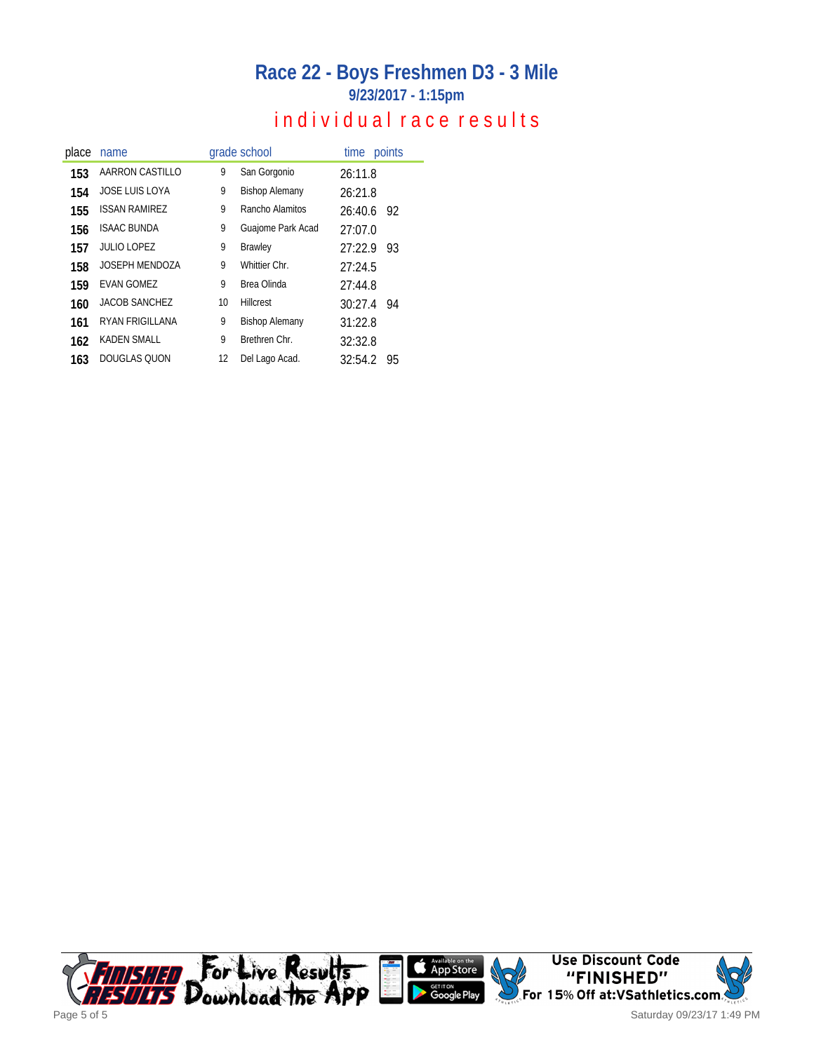# Race 22 - Boys Freshmen D3 - 3 Mile

### 9/23/2017 - 1:15pm

## individual race results

| place | name | grade | school | time | points |
|---|---|---|---|---|---|
| 153 | AARRON CASTILLO | 9 | San Gorgonio | 26:11.8 | |
| 154 | JOSE LUIS LOYA | 9 | Bishop Alemany | 26:21.8 | |
| 155 | ISSAN RAMIREZ | 9 | Rancho Alamitos | 26:40.6 | 92 |
| 156 | ISAAC BUNDA | 9 | Guajome Park Acad | 27:07.0 | |
| 157 | JULIO LOPEZ | 9 | Brawley | 27:22.9 | 93 |
| 158 | JOSEPH MENDOZA | 9 | Whittier Chr. | 27:24.5 | |
| 159 | EVAN GOMEZ | 9 | Brea Olinda | 27:44.8 | |
| 160 | JACOB SANCHEZ | 10 | Hillcrest | 30:27.4 | 94 |
| 161 | RYAN FRIGILLANA | 9 | Bishop Alemany | 31:22.8 | |
| 162 | KADEN SMALL | 9 | Brethren Chr. | 32:32.8 | |
| 163 | DOUGLAS QUON | 12 | Del Lago Acad. | 32:54.2 | 95 |

FINISHED RESULTS For Live Results Download the App

Available on the App Store | GET IT ON Google Play

Use Discount Code "FINISHED" For 15% Off at:VSathletics.com